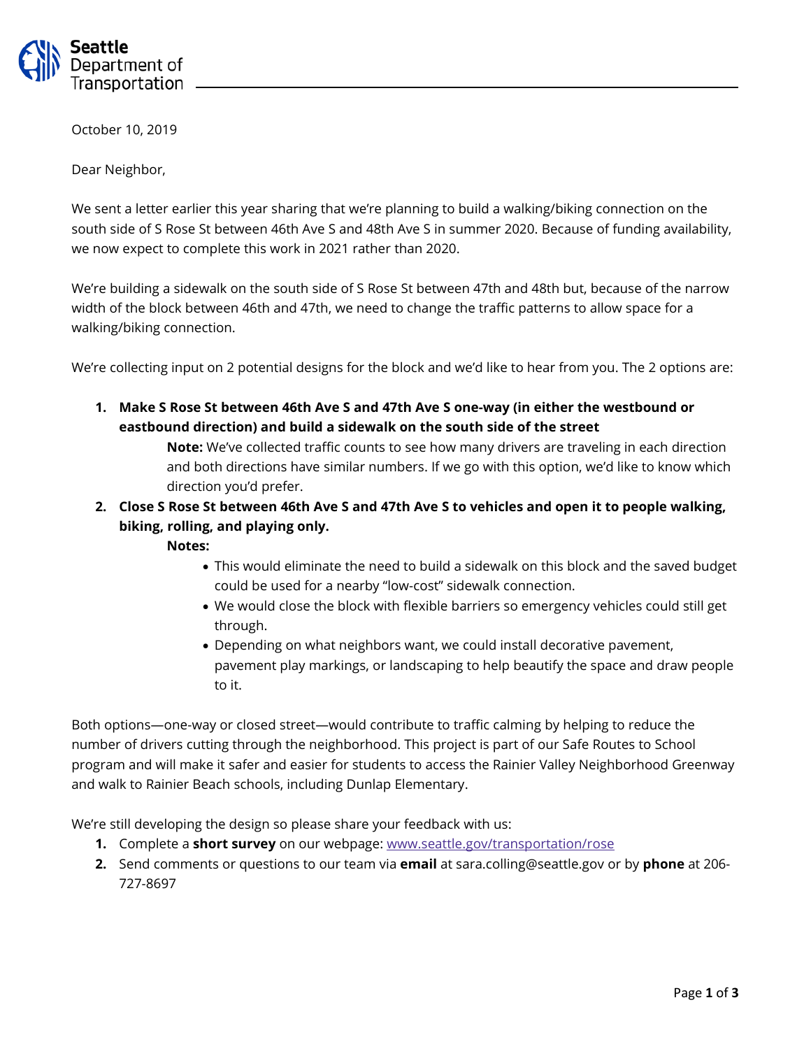Seattle Department of Transportation

October 10, 2019

Dear Neighbor,

We sent a letter earlier this year sharing that we're planning to build a walking/biking connection on the south side of S Rose St between 46th Ave S and 48th Ave S in summer 2020. Because of funding availability, we now expect to complete this work in 2021 rather than 2020.

We're building a sidewalk on the south side of S Rose St between 47th and 48th but, because of the narrow width of the block between 46th and 47th, we need to change the traffic patterns to allow space for a walking/biking connection.

We're collecting input on 2 potential designs for the block and we'd like to hear from you. The 2 options are:

1. **Make S Rose St between 46th Ave S and 47th Ave S one-way (in either the westbound or eastbound direction) and build a sidewalk on the south side of the street**

   **Note:** We've collected traffic counts to see how many drivers are traveling in each direction and both directions have similar numbers. If we go with this option, we'd like to know which direction you'd prefer.

2. **Close S Rose St between 46th Ave S and 47th Ave S to vehicles and open it to people walking, biking, rolling, and playing only.**

   **Notes:**

   - This would eliminate the need to build a sidewalk on this block and the saved budget could be used for a nearby "low-cost" sidewalk connection.
   - We would close the block with flexible barriers so emergency vehicles could still get through.
   - Depending on what neighbors want, we could install decorative pavement, pavement play markings, or landscaping to help beautify the space and draw people to it.

Both options—one-way or closed street—would contribute to traffic calming by helping to reduce the number of drivers cutting through the neighborhood. This project is part of our Safe Routes to School program and will make it safer and easier for students to access the Rainier Valley Neighborhood Greenway and walk to Rainier Beach schools, including Dunlap Elementary.

We're still developing the design so please share your feedback with us:

1. Complete a **short survey** on our webpage: www.seattle.gov/transportation/rose
2. Send comments or questions to our team via **email** at sara.colling@seattle.gov or by **phone** at 206-727-8697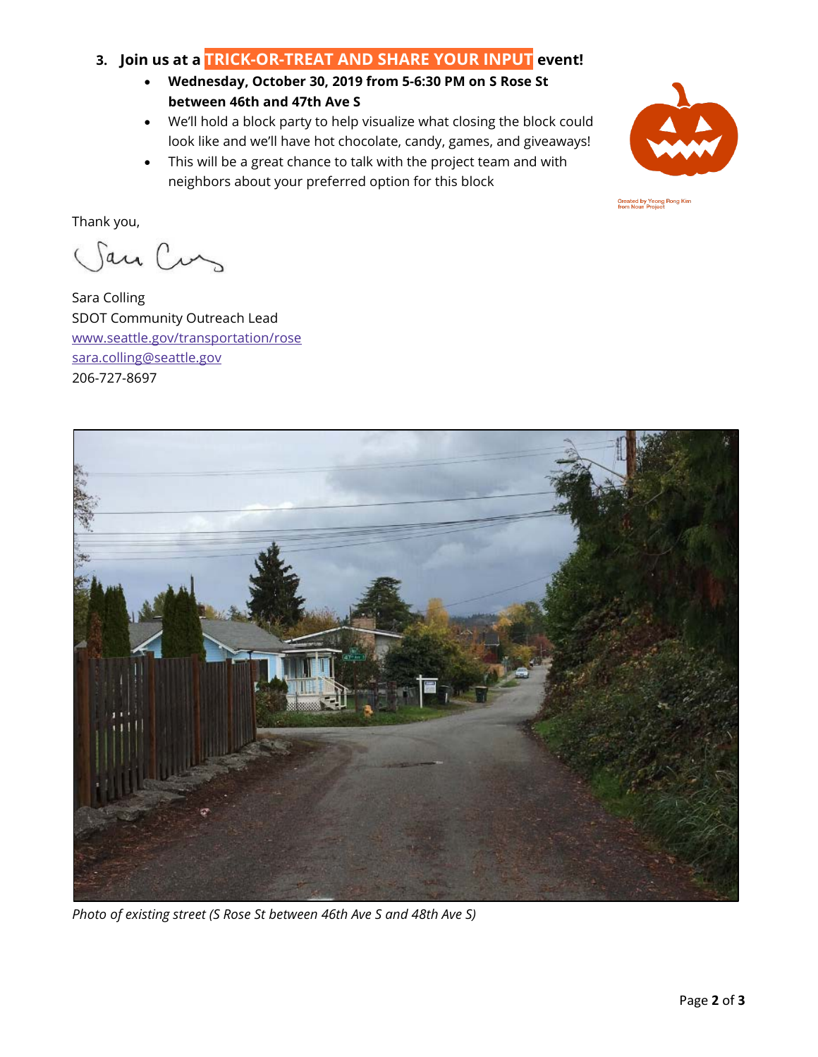3. **Join us at a TRICK-OR-TREAT AND SHARE YOUR INPUT event!**
   - **Wednesday, October 30, 2019 from 5-6:30 PM on S Rose St between 46th and 47th Ave S**
   - We'll hold a block party to help visualize what closing the block could look like and we'll have hot chocolate, candy, games, and giveaways!
   - This will be a great chance to talk with the project team and with neighbors about your preferred option for this block

Created by Yeong Rong Kim from Noun Project

Thank you,

Sara Colling
SDOT Community Outreach Lead
www.seattle.gov/transportation/rose
sara.colling@seattle.gov
206-727-8697

*Photo of existing street (S Rose St between 46th Ave S and 48th Ave S)*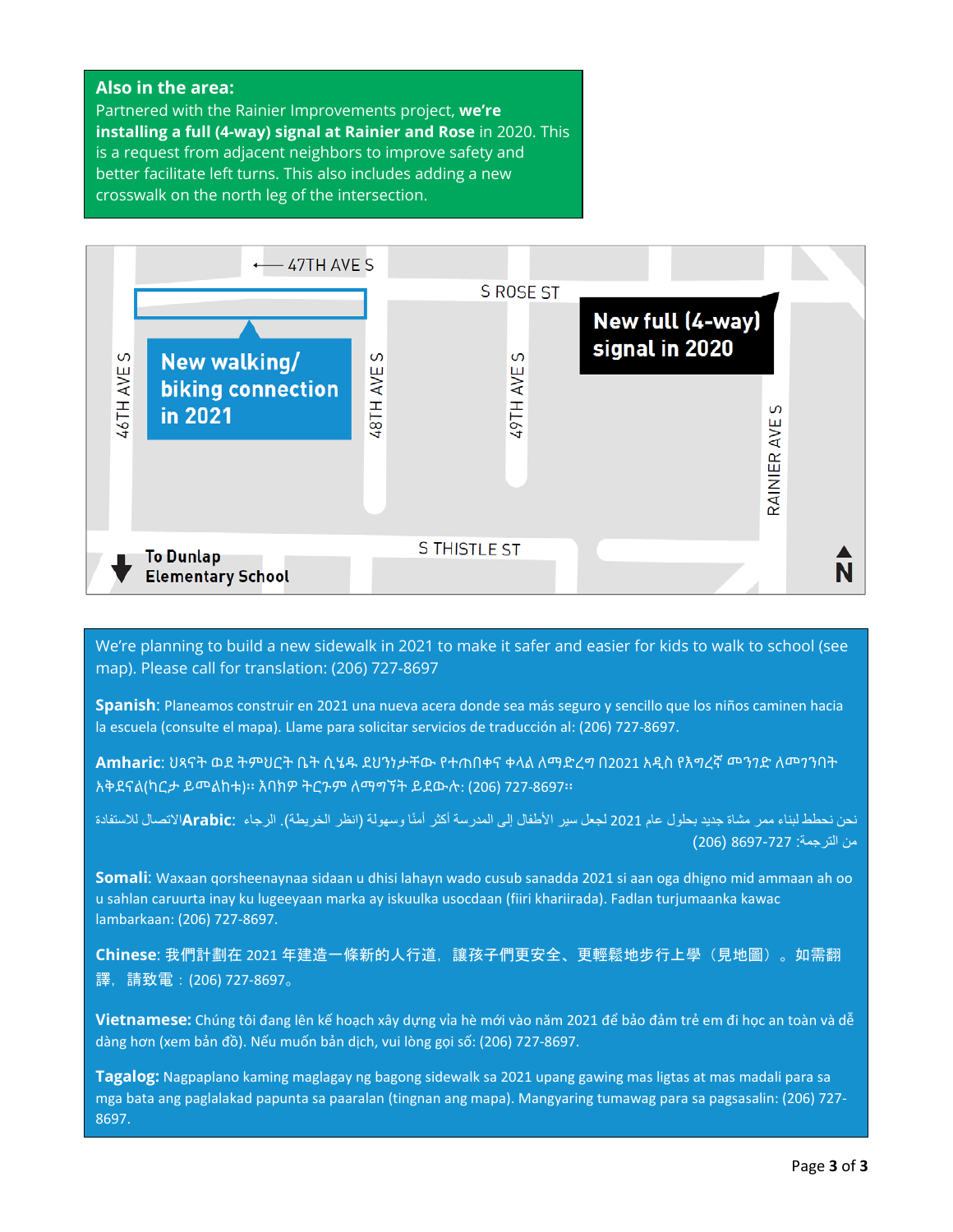**Also in the area:**
Partnered with the Rainier Improvements project, **we're installing a full (4-way) signal at Rainier and Rose** in 2020. This is a request from adjacent neighbors to improve safety and better facilitate left turns. This also includes adding a new crosswalk on the north leg of the intersection.

47TH AVE S
S ROSE ST
New walking/ biking connection in 2021
New full (4-way) signal in 2020
46TH AVE S
48TH AVE S
49TH AVE S
RAINIER AVE S
S THISTLE ST
To Dunlap Elementary School
N

We're planning to build a new sidewalk in 2021 to make it safer and easier for kids to walk to school (see map). Please call for translation: (206) 727-8697

**Spanish**: Planeamos construir en 2021 una nueva acera donde sea más seguro y sencillo que los niños caminen hacia la escuela (consulte el mapa). Llame para solicitar servicios de traducción al: (206) 727-8697.

**Amharic**: ህጻናት ወደ ትምህርት ቤት ሲሄዱ ደህንነታቸው የተጠበቀና ቀላል ለማድረግ በ2021 አዲስ የእግረኛ መንገድ ለመገንባት አቅደናል(ካርታ ይመልከቱ)። እባክዎ ትርጉም ለማግኘት ይደውሉ: (206) 727-8697።

**Arabic**: نحن نخطط لبناء ممر مشاة جديد بحلول عام 2021 لجعل سير الأطفال إلى المدرسة أكثر أمنًا وسهولة (انظر الخريطة). الرجاء الاتصال للاستفادة من الترجمة: 727-8697 (206)

**Somali**: Waxaan qorsheenaynaa sidaan u dhisi lahayn wado cusub sanadda 2021 si aan oga dhigno mid ammaan ah oo u sahlan caruurta inay ku lugeeyaan marka ay iskuulka usocdaan (fiiri khariirada). Fadlan turjumaanka kawac lambarkaan: (206) 727-8697.

**Chinese**: 我們計劃在 2021 年建造一條新的人行道，讓孩子們更安全、更輕鬆地步行上學（見地圖）。如需翻譯，請致電：(206) 727-8697。

**Vietnamese:** Chúng tôi đang lên kế hoạch xây dựng vỉa hè mới vào năm 2021 để bảo đảm trẻ em đi học an toàn và dễ dàng hơn (xem bản đồ). Nếu muốn bản dịch, vui lòng gọi số: (206) 727-8697.

**Tagalog:** Nagpaplano kaming maglagay ng bagong sidewalk sa 2021 upang gawing mas ligtas at mas madali para sa mga bata ang paglalakad papunta sa paaralan (tingnan ang mapa). Mangyaring tumawag para sa pagsasalin: (206) 727-8697.